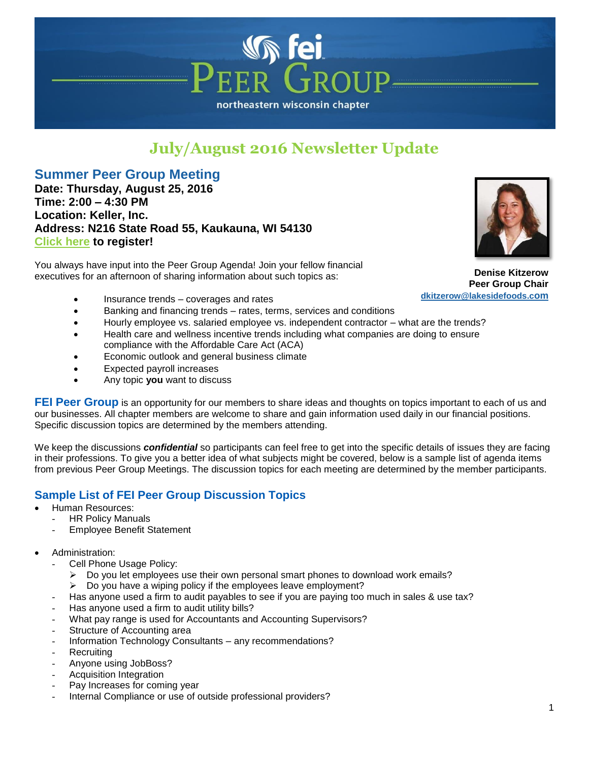fei PEER GROUP

northeastern wisconsin chapter

# July/August 2016 Newsletter Update

## Summer Peer Group Meeting

**Date: Thursday, August 25, 2016**
**Time: 2:00 – 4:30 PM**
**Location: Keller, Inc.**
**Address: N216 State Road 55, Kaukauna, WI 54130**
**Click here to register!**

**Denise Kitzerow**
**Peer Group Chair**
**dkitzerow@lakesidefoods.com**

You always have input into the Peer Group Agenda! Join your fellow financial executives for an afternoon of sharing information about such topics as:

- Insurance trends – coverages and rates
- Banking and financing trends – rates, terms, services and conditions
- Hourly employee vs. salaried employee vs. independent contractor – what are the trends?
- Health care and wellness incentive trends including what companies are doing to ensure compliance with the Affordable Care Act (ACA)
- Economic outlook and general business climate
- Expected payroll increases
- Any topic **you** want to discuss

**FEI Peer Group** is an opportunity for our members to share ideas and thoughts on topics important to each of us and our businesses. All chapter members are welcome to share and gain information used daily in our financial positions. Specific discussion topics are determined by the members attending.

We keep the discussions ***confidential*** so participants can feel free to get into the specific details of issues they are facing in their professions. To give you a better idea of what subjects might be covered, below is a sample list of agenda items from previous Peer Group Meetings. The discussion topics for each meeting are determined by the member participants.

### Sample List of FEI Peer Group Discussion Topics

- Human Resources:
  - HR Policy Manuals
  - Employee Benefit Statement

- Administration:
  - Cell Phone Usage Policy:
    - Do you let employees use their own personal smart phones to download work emails?
    - Do you have a wiping policy if the employees leave employment?
  - Has anyone used a firm to audit payables to see if you are paying too much in sales & use tax?
  - Has anyone used a firm to audit utility bills?
  - What pay range is used for Accountants and Accounting Supervisors?
  - Structure of Accounting area
  - Information Technology Consultants – any recommendations?
  - Recruiting
  - Anyone using JobBoss?
  - Acquisition Integration
  - Pay Increases for coming year
  - Internal Compliance or use of outside professional providers?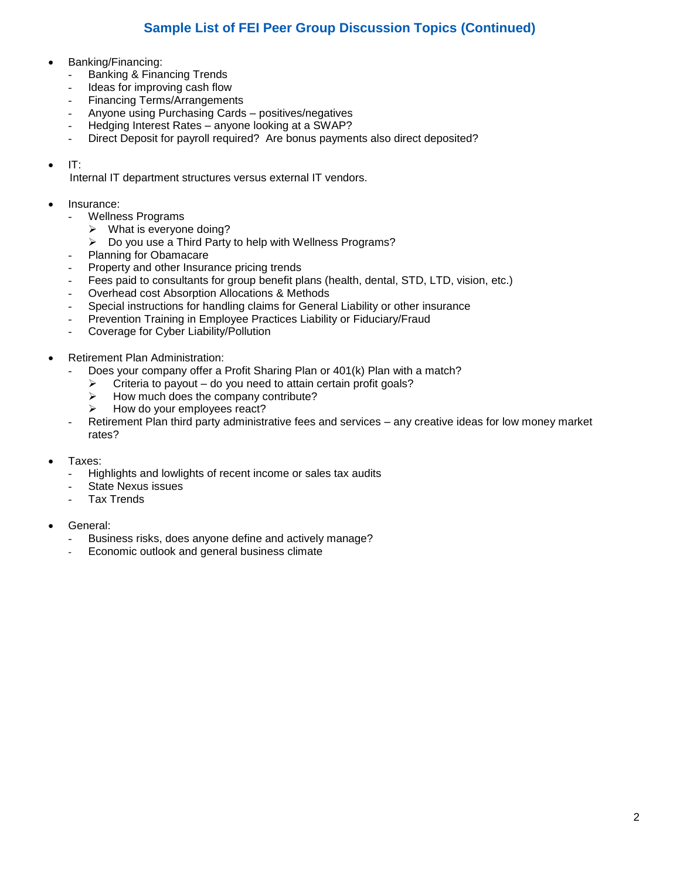## Sample List of FEI Peer Group Discussion Topics (Continued)

- Banking/Financing:
  - Banking & Financing Trends
  - Ideas for improving cash flow
  - Financing Terms/Arrangements
  - Anyone using Purchasing Cards – positives/negatives
  - Hedging Interest Rates – anyone looking at a SWAP?
  - Direct Deposit for payroll required? Are bonus payments also direct deposited?

- IT:

  Internal IT department structures versus external IT vendors.

- Insurance:
  - Wellness Programs
    - What is everyone doing?
    - Do you use a Third Party to help with Wellness Programs?
  - Planning for Obamacare
  - Property and other Insurance pricing trends
  - Fees paid to consultants for group benefit plans (health, dental, STD, LTD, vision, etc.)
  - Overhead cost Absorption Allocations & Methods
  - Special instructions for handling claims for General Liability or other insurance
  - Prevention Training in Employee Practices Liability or Fiduciary/Fraud
  - Coverage for Cyber Liability/Pollution

- Retirement Plan Administration:
  - Does your company offer a Profit Sharing Plan or 401(k) Plan with a match?
    - Criteria to payout – do you need to attain certain profit goals?
    - How much does the company contribute?
    - How do your employees react?
  - Retirement Plan third party administrative fees and services – any creative ideas for low money market rates?

- Taxes:
  - Highlights and lowlights of recent income or sales tax audits
  - State Nexus issues
  - Tax Trends

- General:
  - Business risks, does anyone define and actively manage?
  - Economic outlook and general business climate